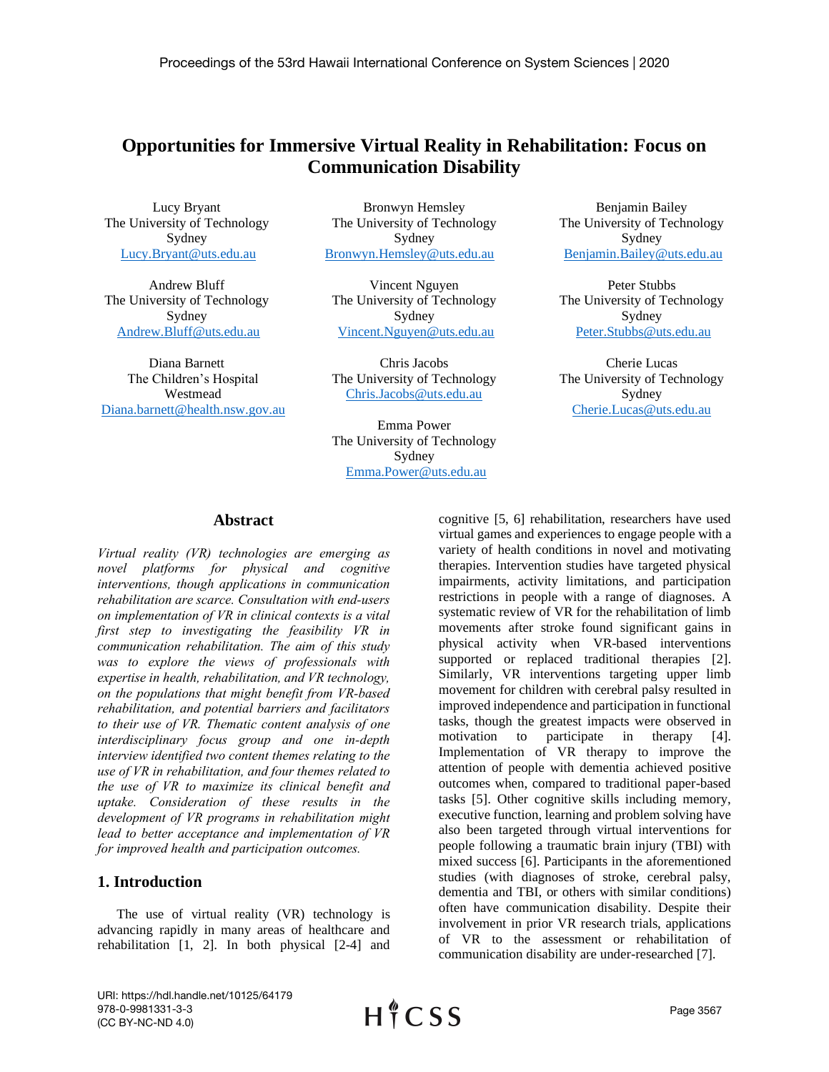# Opportunities for Immersive Virtual Reality in Rehabilitation: Focus on Communication Disability

Lucy Bryant
The University of Technology Sydney
Lucy.Bryant@uts.edu.au

Bronwyn Hemsley
The University of Technology Sydney
Bronwyn.Hemsley@uts.edu.au

Benjamin Bailey
The University of Technology Sydney
Benjamin.Bailey@uts.edu.au

Andrew Bluff
The University of Technology Sydney
Andrew.Bluff@uts.edu.au

Vincent Nguyen
The University of Technology Sydney
Vincent.Nguyen@uts.edu.au

Peter Stubbs
The University of Technology Sydney
Peter.Stubbs@uts.edu.au

Diana Barnett
The Children's Hospital Westmead
Diana.barnett@health.nsw.gov.au

Chris Jacobs
The University of Technology
Chris.Jacobs@uts.edu.au

Cherie Lucas
The University of Technology Sydney
Cherie.Lucas@uts.edu.au

Emma Power
The University of Technology Sydney
Emma.Power@uts.edu.au

## Abstract

*Virtual reality (VR) technologies are emerging as novel platforms for physical and cognitive interventions, though applications in communication rehabilitation are scarce. Consultation with end-users on implementation of VR in clinical contexts is a vital first step to investigating the feasibility VR in communication rehabilitation. The aim of this study was to explore the views of professionals with expertise in health, rehabilitation, and VR technology, on the populations that might benefit from VR-based rehabilitation, and potential barriers and facilitators to their use of VR. Thematic content analysis of one interdisciplinary focus group and one in-depth interview identified two content themes relating to the use of VR in rehabilitation, and four themes related to the use of VR to maximize its clinical benefit and uptake. Consideration of these results in the development of VR programs in rehabilitation might lead to better acceptance and implementation of VR for improved health and participation outcomes.*

## 1. Introduction

The use of virtual reality (VR) technology is advancing rapidly in many areas of healthcare and rehabilitation [1, 2]. In both physical [2-4] and cognitive [5, 6] rehabilitation, researchers have used virtual games and experiences to engage people with a variety of health conditions in novel and motivating therapies. Intervention studies have targeted physical impairments, activity limitations, and participation restrictions in people with a range of diagnoses. A systematic review of VR for the rehabilitation of limb movements after stroke found significant gains in physical activity when VR-based interventions supported or replaced traditional therapies [2]. Similarly, VR interventions targeting upper limb movement for children with cerebral palsy resulted in improved independence and participation in functional tasks, though the greatest impacts were observed in motivation to participate in therapy [4]. Implementation of VR therapy to improve the attention of people with dementia achieved positive outcomes when, compared to traditional paper-based tasks [5]. Other cognitive skills including memory, executive function, learning and problem solving have also been targeted through virtual interventions for people following a traumatic brain injury (TBI) with mixed success [6]. Participants in the aforementioned studies (with diagnoses of stroke, cerebral palsy, dementia and TBI, or others with similar conditions) often have communication disability. Despite their involvement in prior VR research trials, applications of VR to the assessment or rehabilitation of communication disability are under-researched [7].

URI: https://hdl.handle.net/10125/64179
978-0-9981331-3-3
(CC BY-NC-ND 4.0)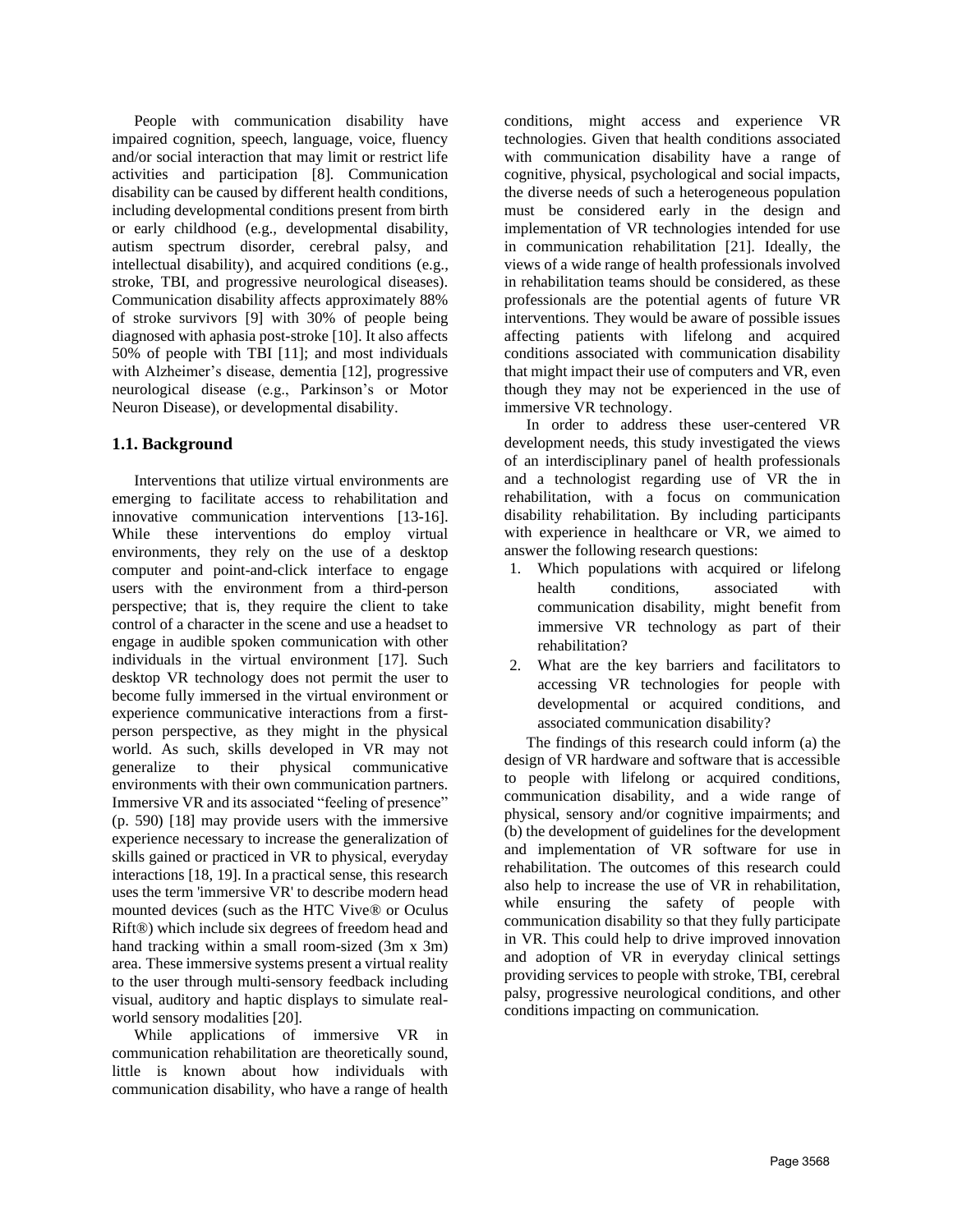People with communication disability have impaired cognition, speech, language, voice, fluency and/or social interaction that may limit or restrict life activities and participation [8]. Communication disability can be caused by different health conditions, including developmental conditions present from birth or early childhood (e.g., developmental disability, autism spectrum disorder, cerebral palsy, and intellectual disability), and acquired conditions (e.g., stroke, TBI, and progressive neurological diseases). Communication disability affects approximately 88% of stroke survivors [9] with 30% of people being diagnosed with aphasia post-stroke [10]. It also affects 50% of people with TBI [11]; and most individuals with Alzheimer's disease, dementia [12], progressive neurological disease (e.g., Parkinson's or Motor Neuron Disease), or developmental disability.

## 1.1. Background

Interventions that utilize virtual environments are emerging to facilitate access to rehabilitation and innovative communication interventions [13-16]. While these interventions do employ virtual environments, they rely on the use of a desktop computer and point-and-click interface to engage users with the environment from a third-person perspective; that is, they require the client to take control of a character in the scene and use a headset to engage in audible spoken communication with other individuals in the virtual environment [17]. Such desktop VR technology does not permit the user to become fully immersed in the virtual environment or experience communicative interactions from a first-person perspective, as they might in the physical world. As such, skills developed in VR may not generalize to their physical communicative environments with their own communication partners. Immersive VR and its associated "feeling of presence" (p. 590) [18] may provide users with the immersive experience necessary to increase the generalization of skills gained or practiced in VR to physical, everyday interactions [18, 19]. In a practical sense, this research uses the term 'immersive VR' to describe modern head mounted devices (such as the HTC Vive® or Oculus Rift®) which include six degrees of freedom head and hand tracking within a small room-sized (3m x 3m) area. These immersive systems present a virtual reality to the user through multi-sensory feedback including visual, auditory and haptic displays to simulate real-world sensory modalities [20].

While applications of immersive VR in communication rehabilitation are theoretically sound, little is known about how individuals with communication disability, who have a range of health conditions, might access and experience VR technologies. Given that health conditions associated with communication disability have a range of cognitive, physical, psychological and social impacts, the diverse needs of such a heterogeneous population must be considered early in the design and implementation of VR technologies intended for use in communication rehabilitation [21]. Ideally, the views of a wide range of health professionals involved in rehabilitation teams should be considered, as these professionals are the potential agents of future VR interventions. They would be aware of possible issues affecting patients with lifelong and acquired conditions associated with communication disability that might impact their use of computers and VR, even though they may not be experienced in the use of immersive VR technology.

In order to address these user-centered VR development needs, this study investigated the views of an interdisciplinary panel of health professionals and a technologist regarding use of VR the in rehabilitation, with a focus on communication disability rehabilitation. By including participants with experience in healthcare or VR, we aimed to answer the following research questions:

1. Which populations with acquired or lifelong health conditions, associated with communication disability, might benefit from immersive VR technology as part of their rehabilitation?
2. What are the key barriers and facilitators to accessing VR technologies for people with developmental or acquired conditions, and associated communication disability?

The findings of this research could inform (a) the design of VR hardware and software that is accessible to people with lifelong or acquired conditions, communication disability, and a wide range of physical, sensory and/or cognitive impairments; and (b) the development of guidelines for the development and implementation of VR software for use in rehabilitation. The outcomes of this research could also help to increase the use of VR in rehabilitation, while ensuring the safety of people with communication disability so that they fully participate in VR. This could help to drive improved innovation and adoption of VR in everyday clinical settings providing services to people with stroke, TBI, cerebral palsy, progressive neurological conditions, and other conditions impacting on communication.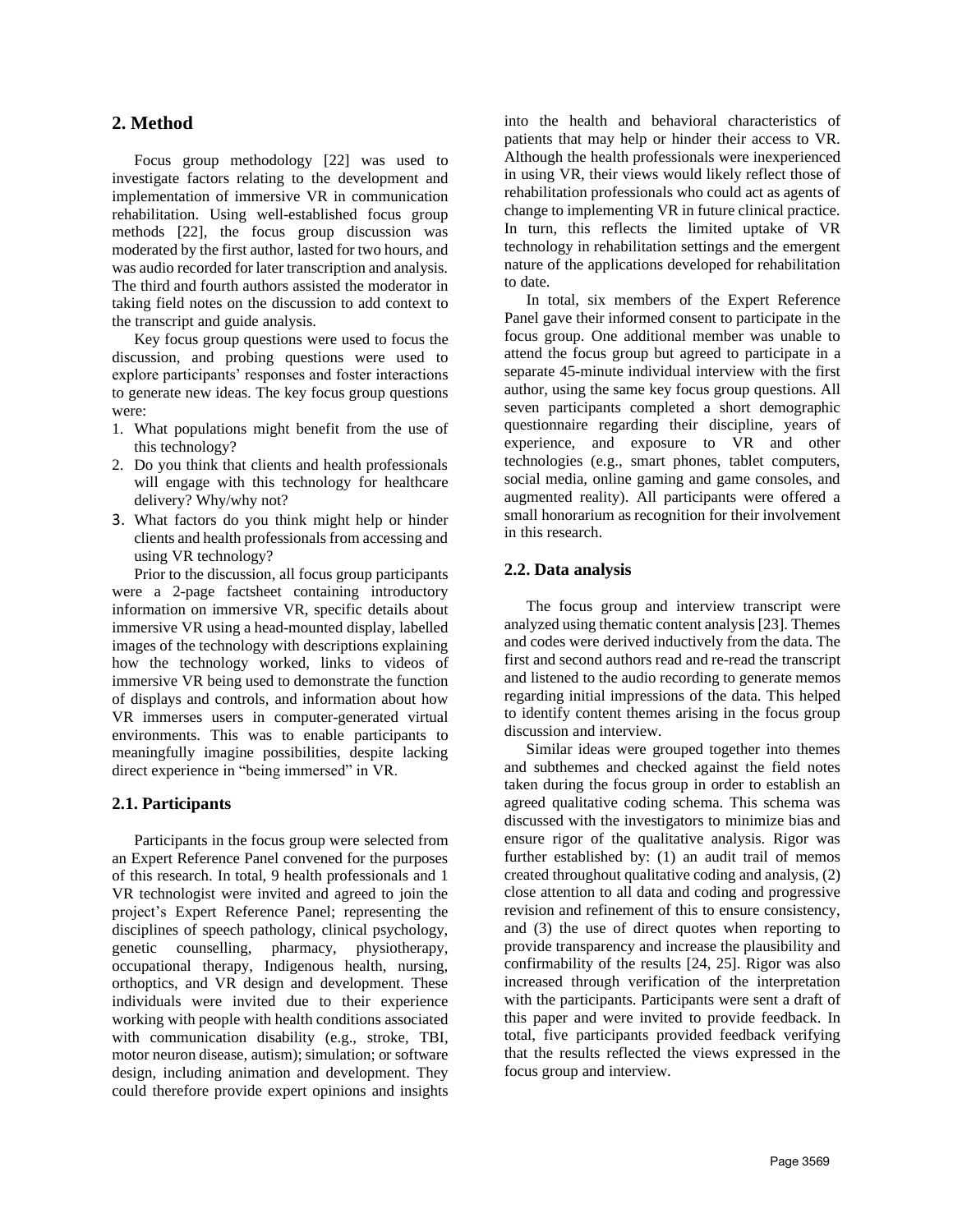## 2. Method

Focus group methodology [22] was used to investigate factors relating to the development and implementation of immersive VR in communication rehabilitation. Using well-established focus group methods [22], the focus group discussion was moderated by the first author, lasted for two hours, and was audio recorded for later transcription and analysis. The third and fourth authors assisted the moderator in taking field notes on the discussion to add context to the transcript and guide analysis.

Key focus group questions were used to focus the discussion, and probing questions were used to explore participants' responses and foster interactions to generate new ideas. The key focus group questions were:

1. What populations might benefit from the use of this technology?
2. Do you think that clients and health professionals will engage with this technology for healthcare delivery? Why/why not?
3. What factors do you think might help or hinder clients and health professionals from accessing and using VR technology?

Prior to the discussion, all focus group participants were a 2-page factsheet containing introductory information on immersive VR, specific details about immersive VR using a head-mounted display, labelled images of the technology with descriptions explaining how the technology worked, links to videos of immersive VR being used to demonstrate the function of displays and controls, and information about how VR immerses users in computer-generated virtual environments. This was to enable participants to meaningfully imagine possibilities, despite lacking direct experience in "being immersed" in VR.

### 2.1. Participants

Participants in the focus group were selected from an Expert Reference Panel convened for the purposes of this research. In total, 9 health professionals and 1 VR technologist were invited and agreed to join the project's Expert Reference Panel; representing the disciplines of speech pathology, clinical psychology, genetic counselling, pharmacy, physiotherapy, occupational therapy, Indigenous health, nursing, orthoptics, and VR design and development. These individuals were invited due to their experience working with people with health conditions associated with communication disability (e.g., stroke, TBI, motor neuron disease, autism); simulation; or software design, including animation and development. They could therefore provide expert opinions and insights into the health and behavioral characteristics of patients that may help or hinder their access to VR. Although the health professionals were inexperienced in using VR, their views would likely reflect those of rehabilitation professionals who could act as agents of change to implementing VR in future clinical practice. In turn, this reflects the limited uptake of VR technology in rehabilitation settings and the emergent nature of the applications developed for rehabilitation to date.

In total, six members of the Expert Reference Panel gave their informed consent to participate in the focus group. One additional member was unable to attend the focus group but agreed to participate in a separate 45-minute individual interview with the first author, using the same key focus group questions. All seven participants completed a short demographic questionnaire regarding their discipline, years of experience, and exposure to VR and other technologies (e.g., smart phones, tablet computers, social media, online gaming and game consoles, and augmented reality). All participants were offered a small honorarium as recognition for their involvement in this research.

### 2.2. Data analysis

The focus group and interview transcript were analyzed using thematic content analysis [23]. Themes and codes were derived inductively from the data. The first and second authors read and re-read the transcript and listened to the audio recording to generate memos regarding initial impressions of the data. This helped to identify content themes arising in the focus group discussion and interview.

Similar ideas were grouped together into themes and subthemes and checked against the field notes taken during the focus group in order to establish an agreed qualitative coding schema. This schema was discussed with the investigators to minimize bias and ensure rigor of the qualitative analysis. Rigor was further established by: (1) an audit trail of memos created throughout qualitative coding and analysis, (2) close attention to all data and coding and progressive revision and refinement of this to ensure consistency, and (3) the use of direct quotes when reporting to provide transparency and increase the plausibility and confirmability of the results [24, 25]. Rigor was also increased through verification of the interpretation with the participants. Participants were sent a draft of this paper and were invited to provide feedback. In total, five participants provided feedback verifying that the results reflected the views expressed in the focus group and interview.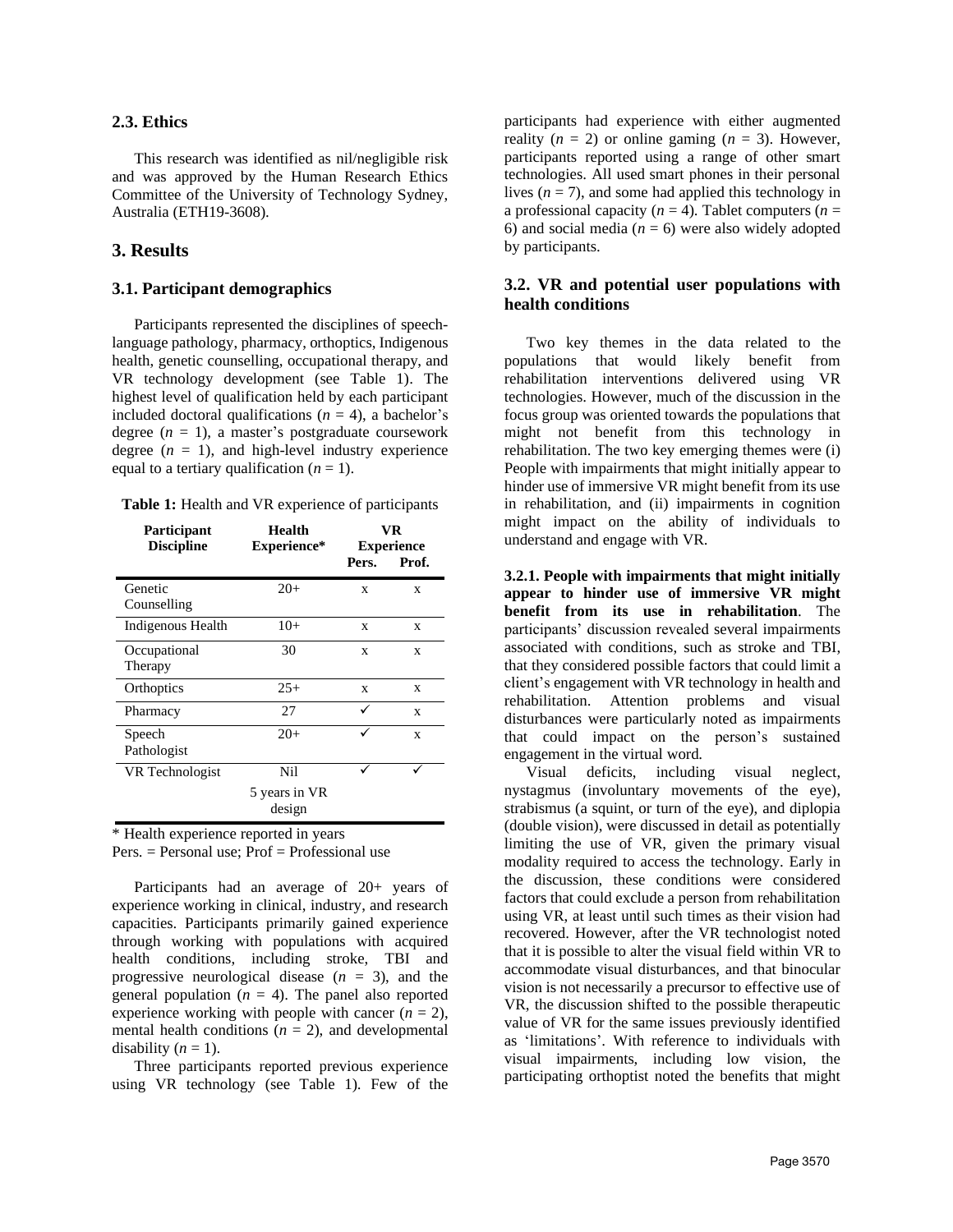### 2.3. Ethics

This research was identified as nil/negligible risk and was approved by the Human Research Ethics Committee of the University of Technology Sydney, Australia (ETH19-3608).

## 3. Results

### 3.1. Participant demographics

Participants represented the disciplines of speech-language pathology, pharmacy, orthoptics, Indigenous health, genetic counselling, occupational therapy, and VR technology development (see Table 1). The highest level of qualification held by each participant included doctoral qualifications ($n$ = 4), a bachelor's degree ($n$ = 1), a master's postgraduate coursework degree ($n$ = 1), and high-level industry experience equal to a tertiary qualification ($n$ = 1).

**Table 1:** Health and VR experience of participants

| Participant Discipline | Health Experience* | VR Experience | |
|---|---|---|---|
| | | Pers. | Prof. |
| Genetic Counselling | 20+ | x | x |
| Indigenous Health | 10+ | x | x |
| Occupational Therapy | 30 | x | x |
| Orthoptics | 25+ | x | x |
| Pharmacy | 27 | ✓ | x |
| Speech Pathologist | 20+ | ✓ | x |
| VR Technologist | Nil<br>5 years in VR design | ✓ | ✓ |

\* Health experience reported in years
Pers. = Personal use; Prof = Professional use

Participants had an average of 20+ years of experience working in clinical, industry, and research capacities. Participants primarily gained experience through working with populations with acquired health conditions, including stroke, TBI and progressive neurological disease ($n$ = 3), and the general population ($n$ = 4). The panel also reported experience working with people with cancer ($n$ = 2), mental health conditions ($n$ = 2), and developmental disability ($n$ = 1).

Three participants reported previous experience using VR technology (see Table 1). Few of the participants had experience with either augmented reality ($n$ = 2) or online gaming ($n$ = 3). However, participants reported using a range of other smart technologies. All used smart phones in their personal lives ($n$ = 7), and some had applied this technology in a professional capacity ($n$ = 4). Tablet computers ($n$ = 6) and social media ($n$ = 6) were also widely adopted by participants.

### 3.2. VR and potential user populations with health conditions

Two key themes in the data related to the populations that would likely benefit from rehabilitation interventions delivered using VR technologies. However, much of the discussion in the focus group was oriented towards the populations that might not benefit from this technology in rehabilitation. The two key emerging themes were (i) People with impairments that might initially appear to hinder use of immersive VR might benefit from its use in rehabilitation, and (ii) impairments in cognition might impact on the ability of individuals to understand and engage with VR.

**3.2.1. People with impairments that might initially appear to hinder use of immersive VR might benefit from its use in rehabilitation**. The participants' discussion revealed several impairments associated with conditions, such as stroke and TBI, that they considered possible factors that could limit a client's engagement with VR technology in health and rehabilitation. Attention problems and visual disturbances were particularly noted as impairments that could impact on the person's sustained engagement in the virtual word.

Visual deficits, including visual neglect, nystagmus (involuntary movements of the eye), strabismus (a squint, or turn of the eye), and diplopia (double vision), were discussed in detail as potentially limiting the use of VR, given the primary visual modality required to access the technology. Early in the discussion, these conditions were considered factors that could exclude a person from rehabilitation using VR, at least until such times as their vision had recovered. However, after the VR technologist noted that it is possible to alter the visual field within VR to accommodate visual disturbances, and that binocular vision is not necessarily a precursor to effective use of VR, the discussion shifted to the possible therapeutic value of VR for the same issues previously identified as 'limitations'. With reference to individuals with visual impairments, including low vision, the participating orthoptist noted the benefits that might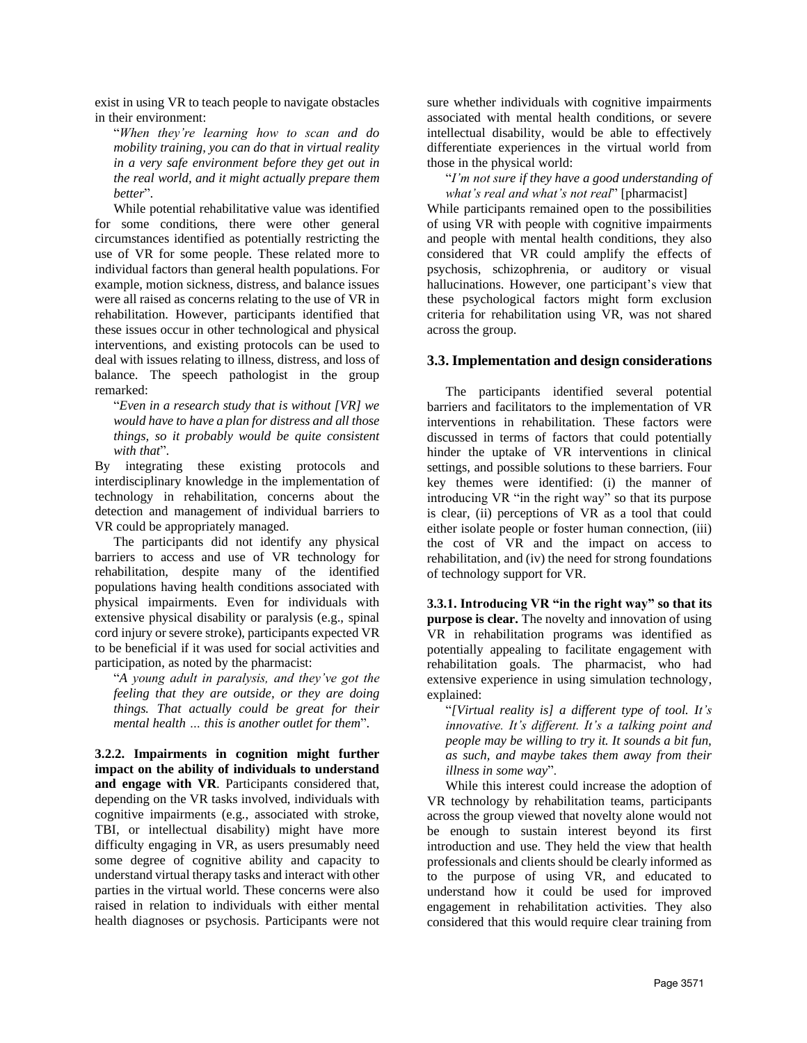exist in using VR to teach people to navigate obstacles in their environment:

> "*When they're learning how to scan and do mobility training, you can do that in virtual reality in a very safe environment before they get out in the real world, and it might actually prepare them better*".

While potential rehabilitative value was identified for some conditions, there were other general circumstances identified as potentially restricting the use of VR for some people. These related more to individual factors than general health populations. For example, motion sickness, distress, and balance issues were all raised as concerns relating to the use of VR in rehabilitation. However, participants identified that these issues occur in other technological and physical interventions, and existing protocols can be used to deal with issues relating to illness, distress, and loss of balance. The speech pathologist in the group remarked:

> "*Even in a research study that is without [VR] we would have to have a plan for distress and all those things, so it probably would be quite consistent with that*".

By integrating these existing protocols and interdisciplinary knowledge in the implementation of technology in rehabilitation, concerns about the detection and management of individual barriers to VR could be appropriately managed.

The participants did not identify any physical barriers to access and use of VR technology for rehabilitation, despite many of the identified populations having health conditions associated with physical impairments. Even for individuals with extensive physical disability or paralysis (e.g., spinal cord injury or severe stroke), participants expected VR to be beneficial if it was used for social activities and participation, as noted by the pharmacist:

> "*A young adult in paralysis, and they've got the feeling that they are outside, or they are doing things. That actually could be great for their mental health … this is another outlet for them*".

**3.2.2. Impairments in cognition might further impact on the ability of individuals to understand and engage with VR**. Participants considered that, depending on the VR tasks involved, individuals with cognitive impairments (e.g., associated with stroke, TBI, or intellectual disability) might have more difficulty engaging in VR, as users presumably need some degree of cognitive ability and capacity to understand virtual therapy tasks and interact with other parties in the virtual world. These concerns were also raised in relation to individuals with either mental health diagnoses or psychosis. Participants were not sure whether individuals with cognitive impairments associated with mental health conditions, or severe intellectual disability, would be able to effectively differentiate experiences in the virtual world from those in the physical world:

> "*I'm not sure if they have a good understanding of what's real and what's not real*" [pharmacist]

While participants remained open to the possibilities of using VR with people with cognitive impairments and people with mental health conditions, they also considered that VR could amplify the effects of psychosis, schizophrenia, or auditory or visual hallucinations. However, one participant's view that these psychological factors might form exclusion criteria for rehabilitation using VR, was not shared across the group.

## 3.3. Implementation and design considerations

The participants identified several potential barriers and facilitators to the implementation of VR interventions in rehabilitation. These factors were discussed in terms of factors that could potentially hinder the uptake of VR interventions in clinical settings, and possible solutions to these barriers. Four key themes were identified: (i) the manner of introducing VR "in the right way" so that its purpose is clear, (ii) perceptions of VR as a tool that could either isolate people or foster human connection, (iii) the cost of VR and the impact on access to rehabilitation, and (iv) the need for strong foundations of technology support for VR.

**3.3.1. Introducing VR "in the right way" so that its purpose is clear.** The novelty and innovation of using VR in rehabilitation programs was identified as potentially appealing to facilitate engagement with rehabilitation goals. The pharmacist, who had extensive experience in using simulation technology, explained:

> "*[Virtual reality is] a different type of tool. It's innovative. It's different. It's a talking point and people may be willing to try it. It sounds a bit fun, as such, and maybe takes them away from their illness in some way*".

While this interest could increase the adoption of VR technology by rehabilitation teams, participants across the group viewed that novelty alone would not be enough to sustain interest beyond its first introduction and use. They held the view that health professionals and clients should be clearly informed as to the purpose of using VR, and educated to understand how it could be used for improved engagement in rehabilitation activities. They also considered that this would require clear training from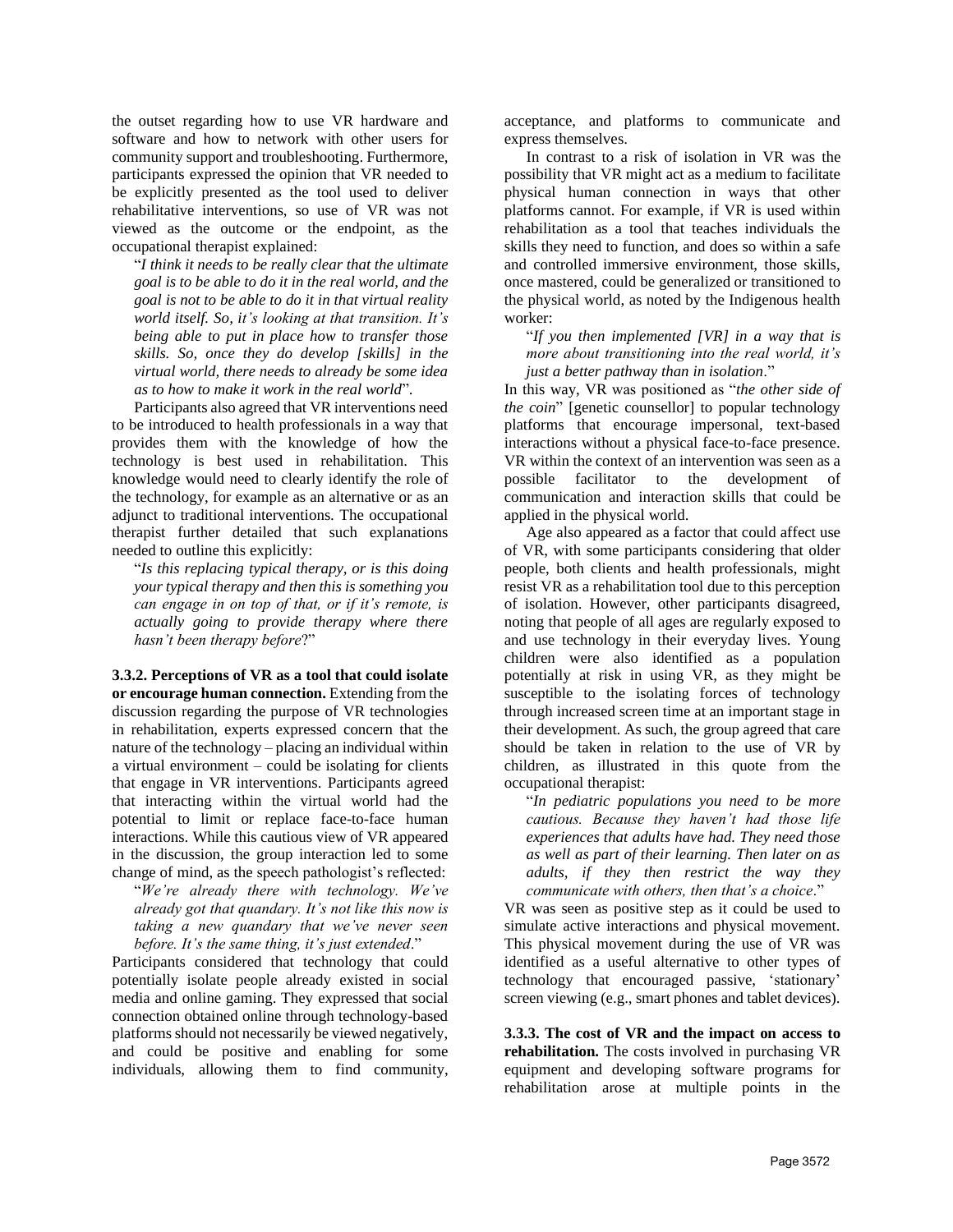the outset regarding how to use VR hardware and software and how to network with other users for community support and troubleshooting. Furthermore, participants expressed the opinion that VR needed to be explicitly presented as the tool used to deliver rehabilitative interventions, so use of VR was not viewed as the outcome or the endpoint, as the occupational therapist explained:

> "*I think it needs to be really clear that the ultimate goal is to be able to do it in the real world, and the goal is not to be able to do it in that virtual reality world itself. So, it's looking at that transition. It's being able to put in place how to transfer those skills. So, once they do develop [skills] in the virtual world, there needs to already be some idea as to how to make it work in the real world*".

Participants also agreed that VR interventions need to be introduced to health professionals in a way that provides them with the knowledge of how the technology is best used in rehabilitation. This knowledge would need to clearly identify the role of the technology, for example as an alternative or as an adjunct to traditional interventions. The occupational therapist further detailed that such explanations needed to outline this explicitly:

> "*Is this replacing typical therapy, or is this doing your typical therapy and then this is something you can engage in on top of that, or if it's remote, is actually going to provide therapy where there hasn't been therapy before*?"

**3.3.2. Perceptions of VR as a tool that could isolate or encourage human connection.** Extending from the discussion regarding the purpose of VR technologies in rehabilitation, experts expressed concern that the nature of the technology – placing an individual within a virtual environment – could be isolating for clients that engage in VR interventions. Participants agreed that interacting within the virtual world had the potential to limit or replace face-to-face human interactions. While this cautious view of VR appeared in the discussion, the group interaction led to some change of mind, as the speech pathologist's reflected:

> "*We're already there with technology. We've already got that quandary. It's not like this now is taking a new quandary that we've never seen before. It's the same thing, it's just extended*."

Participants considered that technology that could potentially isolate people already existed in social media and online gaming. They expressed that social connection obtained online through technology-based platforms should not necessarily be viewed negatively, and could be positive and enabling for some individuals, allowing them to find community, acceptance, and platforms to communicate and express themselves.

In contrast to a risk of isolation in VR was the possibility that VR might act as a medium to facilitate physical human connection in ways that other platforms cannot. For example, if VR is used within rehabilitation as a tool that teaches individuals the skills they need to function, and does so within a safe and controlled immersive environment, those skills, once mastered, could be generalized or transitioned to the physical world, as noted by the Indigenous health worker:

> "*If you then implemented [VR] in a way that is more about transitioning into the real world, it's just a better pathway than in isolation*."

In this way, VR was positioned as "*the other side of the coin*" [genetic counsellor] to popular technology platforms that encourage impersonal, text-based interactions without a physical face-to-face presence. VR within the context of an intervention was seen as a possible facilitator to the development of communication and interaction skills that could be applied in the physical world.

Age also appeared as a factor that could affect use of VR, with some participants considering that older people, both clients and health professionals, might resist VR as a rehabilitation tool due to this perception of isolation. However, other participants disagreed, noting that people of all ages are regularly exposed to and use technology in their everyday lives. Young children were also identified as a population potentially at risk in using VR, as they might be susceptible to the isolating forces of technology through increased screen time at an important stage in their development. As such, the group agreed that care should be taken in relation to the use of VR by children, as illustrated in this quote from the occupational therapist:

> "*In pediatric populations you need to be more cautious. Because they haven't had those life experiences that adults have had. They need those as well as part of their learning. Then later on as adults, if they then restrict the way they communicate with others, then that's a choice*."

VR was seen as positive step as it could be used to simulate active interactions and physical movement. This physical movement during the use of VR was identified as a useful alternative to other types of technology that encouraged passive, 'stationary' screen viewing (e.g., smart phones and tablet devices).

**3.3.3. The cost of VR and the impact on access to rehabilitation.** The costs involved in purchasing VR equipment and developing software programs for rehabilitation arose at multiple points in the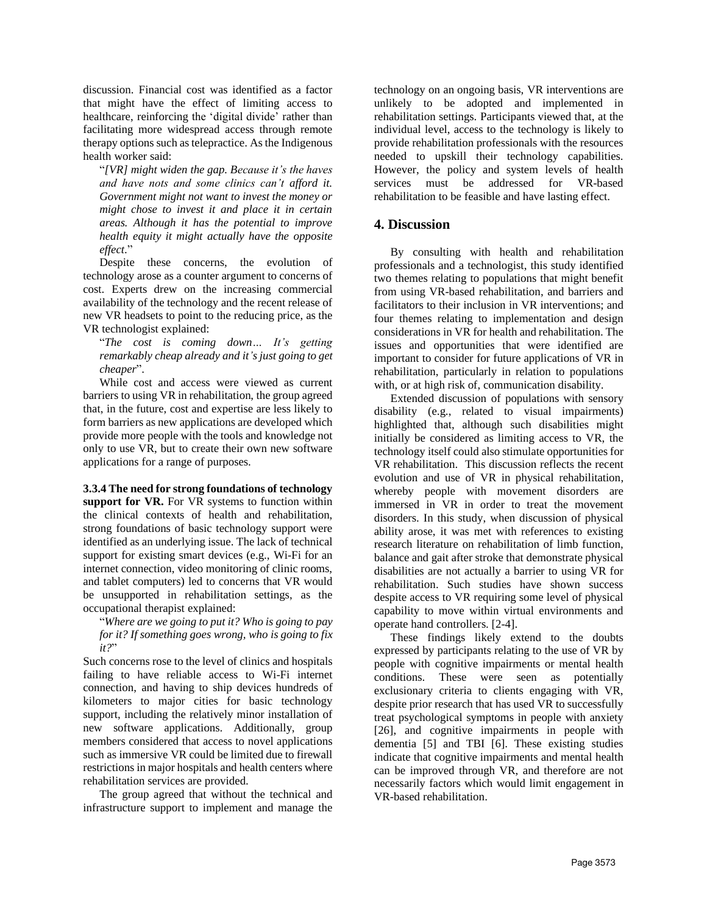discussion. Financial cost was identified as a factor that might have the effect of limiting access to healthcare, reinforcing the 'digital divide' rather than facilitating more widespread access through remote therapy options such as telepractice. As the Indigenous health worker said:

"*[VR] might widen the gap. Because it's the haves and have nots and some clinics can't afford it. Government might not want to invest the money or might chose to invest it and place it in certain areas. Although it has the potential to improve health equity it might actually have the opposite effect*."

Despite these concerns, the evolution of technology arose as a counter argument to concerns of cost. Experts drew on the increasing commercial availability of the technology and the recent release of new VR headsets to point to the reducing price, as the VR technologist explained:

"*The cost is coming down… It's getting remarkably cheap already and it's just going to get cheaper*".

While cost and access were viewed as current barriers to using VR in rehabilitation, the group agreed that, in the future, cost and expertise are less likely to form barriers as new applications are developed which provide more people with the tools and knowledge not only to use VR, but to create their own new software applications for a range of purposes.

**3.3.4 The need for strong foundations of technology support for VR.** For VR systems to function within the clinical contexts of health and rehabilitation, strong foundations of basic technology support were identified as an underlying issue. The lack of technical support for existing smart devices (e.g., Wi-Fi for an internet connection, video monitoring of clinic rooms, and tablet computers) led to concerns that VR would be unsupported in rehabilitation settings, as the occupational therapist explained:

"*Where are we going to put it? Who is going to pay for it? If something goes wrong, who is going to fix it?*"

Such concerns rose to the level of clinics and hospitals failing to have reliable access to Wi-Fi internet connection, and having to ship devices hundreds of kilometers to major cities for basic technology support, including the relatively minor installation of new software applications. Additionally, group members considered that access to novel applications such as immersive VR could be limited due to firewall restrictions in major hospitals and health centers where rehabilitation services are provided.

The group agreed that without the technical and infrastructure support to implement and manage the technology on an ongoing basis, VR interventions are unlikely to be adopted and implemented in rehabilitation settings. Participants viewed that, at the individual level, access to the technology is likely to provide rehabilitation professionals with the resources needed to upskill their technology capabilities. However, the policy and system levels of health services must be addressed for VR-based rehabilitation to be feasible and have lasting effect.

## 4. Discussion

By consulting with health and rehabilitation professionals and a technologist, this study identified two themes relating to populations that might benefit from using VR-based rehabilitation, and barriers and facilitators to their inclusion in VR interventions; and four themes relating to implementation and design considerations in VR for health and rehabilitation. The issues and opportunities that were identified are important to consider for future applications of VR in rehabilitation, particularly in relation to populations with, or at high risk of, communication disability.

Extended discussion of populations with sensory disability (e.g., related to visual impairments) highlighted that, although such disabilities might initially be considered as limiting access to VR, the technology itself could also stimulate opportunities for VR rehabilitation. This discussion reflects the recent evolution and use of VR in physical rehabilitation, whereby people with movement disorders are immersed in VR in order to treat the movement disorders. In this study, when discussion of physical ability arose, it was met with references to existing research literature on rehabilitation of limb function, balance and gait after stroke that demonstrate physical disabilities are not actually a barrier to using VR for rehabilitation. Such studies have shown success despite access to VR requiring some level of physical capability to move within virtual environments and operate hand controllers. [2-4].

These findings likely extend to the doubts expressed by participants relating to the use of VR by people with cognitive impairments or mental health conditions. These were seen as potentially exclusionary criteria to clients engaging with VR, despite prior research that has used VR to successfully treat psychological symptoms in people with anxiety [26], and cognitive impairments in people with dementia [5] and TBI [6]. These existing studies indicate that cognitive impairments and mental health can be improved through VR, and therefore are not necessarily factors which would limit engagement in VR-based rehabilitation.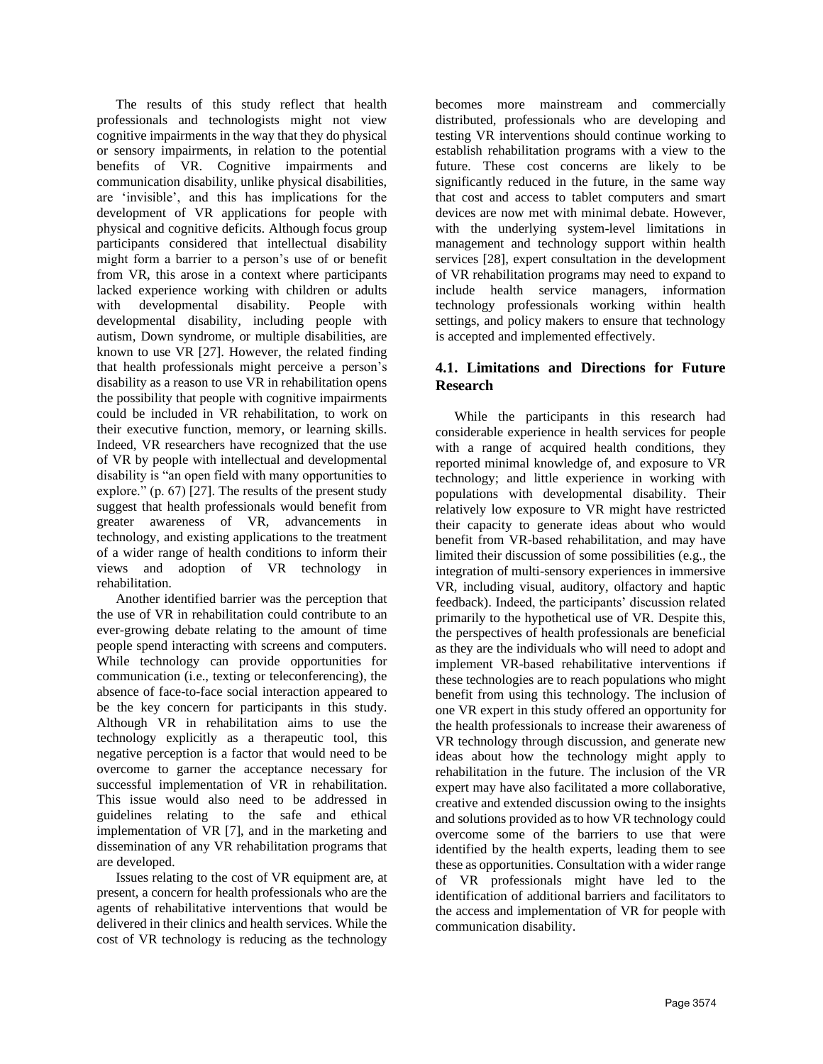The results of this study reflect that health professionals and technologists might not view cognitive impairments in the way that they do physical or sensory impairments, in relation to the potential benefits of VR. Cognitive impairments and communication disability, unlike physical disabilities, are 'invisible', and this has implications for the development of VR applications for people with physical and cognitive deficits. Although focus group participants considered that intellectual disability might form a barrier to a person's use of or benefit from VR, this arose in a context where participants lacked experience working with children or adults with developmental disability. People with developmental disability, including people with autism, Down syndrome, or multiple disabilities, are known to use VR [27]. However, the related finding that health professionals might perceive a person's disability as a reason to use VR in rehabilitation opens the possibility that people with cognitive impairments could be included in VR rehabilitation, to work on their executive function, memory, or learning skills. Indeed, VR researchers have recognized that the use of VR by people with intellectual and developmental disability is "an open field with many opportunities to explore." (p. 67) [27]. The results of the present study suggest that health professionals would benefit from greater awareness of VR, advancements in technology, and existing applications to the treatment of a wider range of health conditions to inform their views and adoption of VR technology in rehabilitation.

Another identified barrier was the perception that the use of VR in rehabilitation could contribute to an ever-growing debate relating to the amount of time people spend interacting with screens and computers. While technology can provide opportunities for communication (i.e., texting or teleconferencing), the absence of face-to-face social interaction appeared to be the key concern for participants in this study. Although VR in rehabilitation aims to use the technology explicitly as a therapeutic tool, this negative perception is a factor that would need to be overcome to garner the acceptance necessary for successful implementation of VR in rehabilitation. This issue would also need to be addressed in guidelines relating to the safe and ethical implementation of VR [7], and in the marketing and dissemination of any VR rehabilitation programs that are developed.

Issues relating to the cost of VR equipment are, at present, a concern for health professionals who are the agents of rehabilitative interventions that would be delivered in their clinics and health services. While the cost of VR technology is reducing as the technology becomes more mainstream and commercially distributed, professionals who are developing and testing VR interventions should continue working to establish rehabilitation programs with a view to the future. These cost concerns are likely to be significantly reduced in the future, in the same way that cost and access to tablet computers and smart devices are now met with minimal debate. However, with the underlying system-level limitations in management and technology support within health services [28], expert consultation in the development of VR rehabilitation programs may need to expand to include health service managers, information technology professionals working within health settings, and policy makers to ensure that technology is accepted and implemented effectively.

### 4.1. Limitations and Directions for Future Research

While the participants in this research had considerable experience in health services for people with a range of acquired health conditions, they reported minimal knowledge of, and exposure to VR technology; and little experience in working with populations with developmental disability. Their relatively low exposure to VR might have restricted their capacity to generate ideas about who would benefit from VR-based rehabilitation, and may have limited their discussion of some possibilities (e.g., the integration of multi-sensory experiences in immersive VR, including visual, auditory, olfactory and haptic feedback). Indeed, the participants' discussion related primarily to the hypothetical use of VR. Despite this, the perspectives of health professionals are beneficial as they are the individuals who will need to adopt and implement VR-based rehabilitative interventions if these technologies are to reach populations who might benefit from using this technology. The inclusion of one VR expert in this study offered an opportunity for the health professionals to increase their awareness of VR technology through discussion, and generate new ideas about how the technology might apply to rehabilitation in the future. The inclusion of the VR expert may have also facilitated a more collaborative, creative and extended discussion owing to the insights and solutions provided as to how VR technology could overcome some of the barriers to use that were identified by the health experts, leading them to see these as opportunities. Consultation with a wider range of VR professionals might have led to the identification of additional barriers and facilitators to the access and implementation of VR for people with communication disability.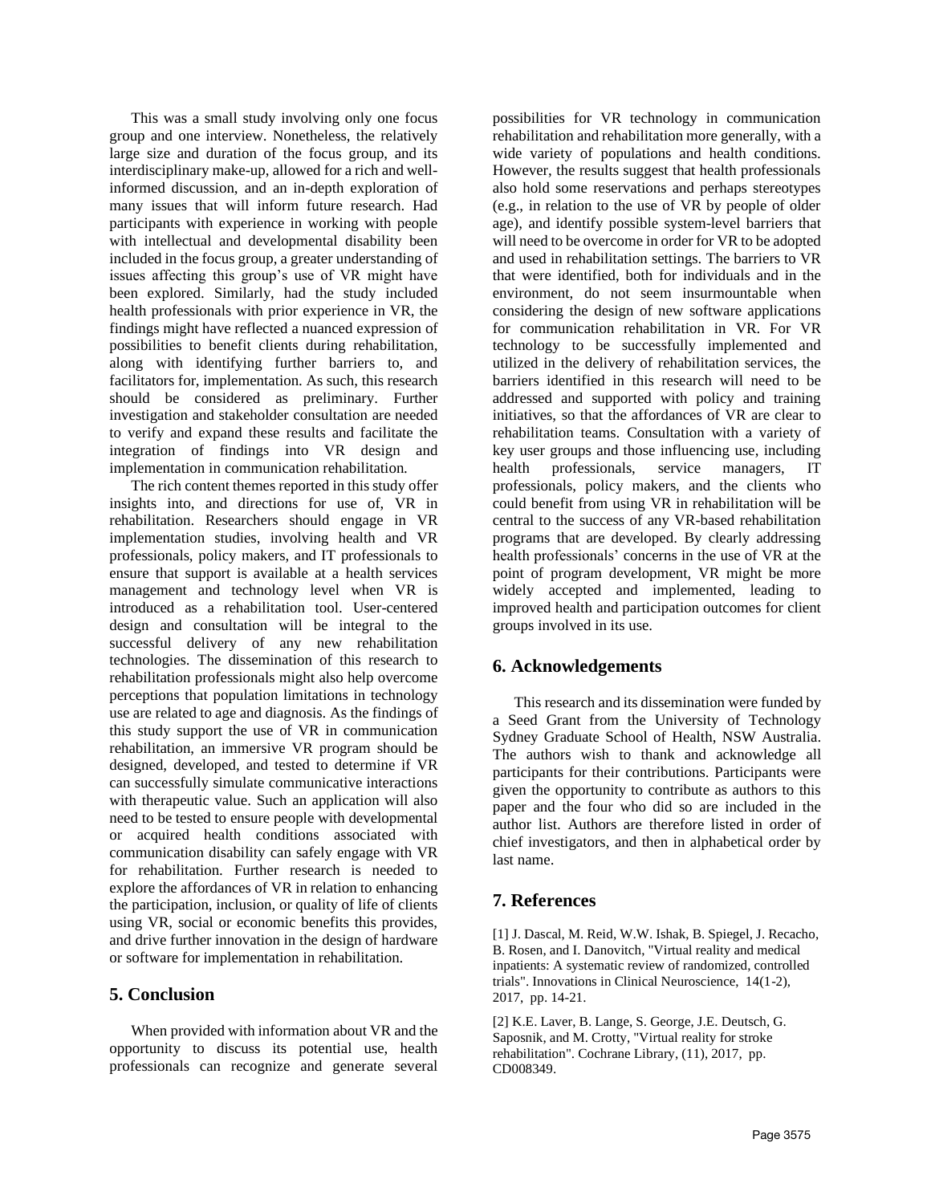This was a small study involving only one focus group and one interview. Nonetheless, the relatively large size and duration of the focus group, and its interdisciplinary make-up, allowed for a rich and well-informed discussion, and an in-depth exploration of many issues that will inform future research. Had participants with experience in working with people with intellectual and developmental disability been included in the focus group, a greater understanding of issues affecting this group's use of VR might have been explored. Similarly, had the study included health professionals with prior experience in VR, the findings might have reflected a nuanced expression of possibilities to benefit clients during rehabilitation, along with identifying further barriers to, and facilitators for, implementation. As such, this research should be considered as preliminary. Further investigation and stakeholder consultation are needed to verify and expand these results and facilitate the integration of findings into VR design and implementation in communication rehabilitation.

The rich content themes reported in this study offer insights into, and directions for use of, VR in rehabilitation. Researchers should engage in VR implementation studies, involving health and VR professionals, policy makers, and IT professionals to ensure that support is available at a health services management and technology level when VR is introduced as a rehabilitation tool. User-centered design and consultation will be integral to the successful delivery of any new rehabilitation technologies. The dissemination of this research to rehabilitation professionals might also help overcome perceptions that population limitations in technology use are related to age and diagnosis. As the findings of this study support the use of VR in communication rehabilitation, an immersive VR program should be designed, developed, and tested to determine if VR can successfully simulate communicative interactions with therapeutic value. Such an application will also need to be tested to ensure people with developmental or acquired health conditions associated with communication disability can safely engage with VR for rehabilitation. Further research is needed to explore the affordances of VR in relation to enhancing the participation, inclusion, or quality of life of clients using VR, social or economic benefits this provides, and drive further innovation in the design of hardware or software for implementation in rehabilitation.

## 5. Conclusion

When provided with information about VR and the opportunity to discuss its potential use, health professionals can recognize and generate several possibilities for VR technology in communication rehabilitation and rehabilitation more generally, with a wide variety of populations and health conditions. However, the results suggest that health professionals also hold some reservations and perhaps stereotypes (e.g., in relation to the use of VR by people of older age), and identify possible system-level barriers that will need to be overcome in order for VR to be adopted and used in rehabilitation settings. The barriers to VR that were identified, both for individuals and in the environment, do not seem insurmountable when considering the design of new software applications for communication rehabilitation in VR. For VR technology to be successfully implemented and utilized in the delivery of rehabilitation services, the barriers identified in this research will need to be addressed and supported with policy and training initiatives, so that the affordances of VR are clear to rehabilitation teams. Consultation with a variety of key user groups and those influencing use, including health professionals, service managers, IT professionals, policy makers, and the clients who could benefit from using VR in rehabilitation will be central to the success of any VR-based rehabilitation programs that are developed. By clearly addressing health professionals' concerns in the use of VR at the point of program development, VR might be more widely accepted and implemented, leading to improved health and participation outcomes for client groups involved in its use.

## 6. Acknowledgements

This research and its dissemination were funded by a Seed Grant from the University of Technology Sydney Graduate School of Health, NSW Australia. The authors wish to thank and acknowledge all participants for their contributions. Participants were given the opportunity to contribute as authors to this paper and the four who did so are included in the author list. Authors are therefore listed in order of chief investigators, and then in alphabetical order by last name.

## 7. References

[1] J. Dascal, M. Reid, W.W. Ishak, B. Spiegel, J. Recacho, B. Rosen, and I. Danovitch, "Virtual reality and medical inpatients: A systematic review of randomized, controlled trials". Innovations in Clinical Neuroscience, 14(1-2), 2017, pp. 14-21.

[2] K.E. Laver, B. Lange, S. George, J.E. Deutsch, G. Saposnik, and M. Crotty, "Virtual reality for stroke rehabilitation". Cochrane Library, (11), 2017, pp. CD008349.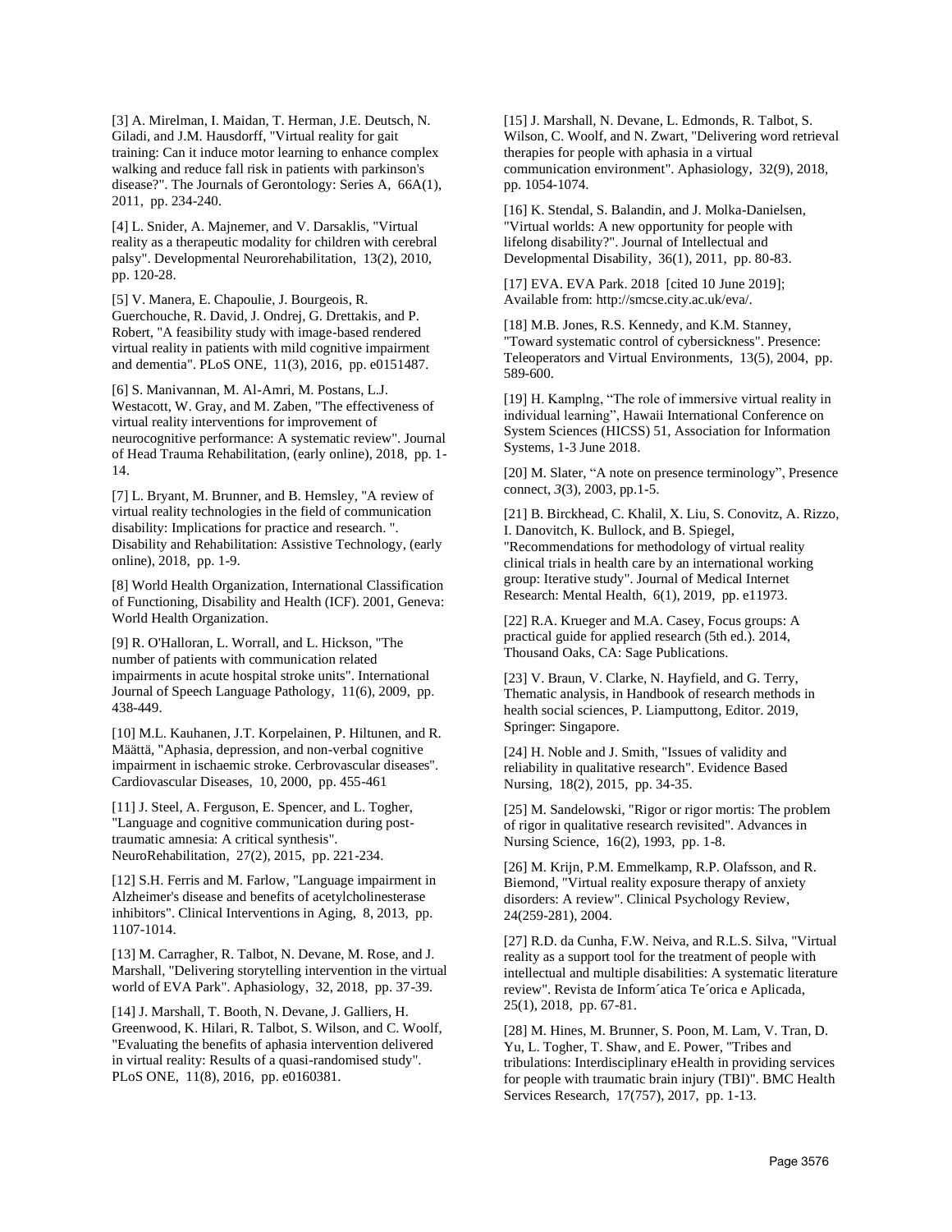[3] A. Mirelman, I. Maidan, T. Herman, J.E. Deutsch, N. Giladi, and J.M. Hausdorff, "Virtual reality for gait training: Can it induce motor learning to enhance complex walking and reduce fall risk in patients with parkinson's disease?". The Journals of Gerontology: Series A, 66A(1), 2011, pp. 234-240.

[4] L. Snider, A. Majnemer, and V. Darsaklis, "Virtual reality as a therapeutic modality for children with cerebral palsy". Developmental Neurorehabilitation, 13(2), 2010, pp. 120-28.

[5] V. Manera, E. Chapoulie, J. Bourgeois, R. Guerchouche, R. David, J. Ondrej, G. Drettakis, and P. Robert, "A feasibility study with image-based rendered virtual reality in patients with mild cognitive impairment and dementia". PLoS ONE, 11(3), 2016, pp. e0151487.

[6] S. Manivannan, M. Al-Amri, M. Postans, L.J. Westacott, W. Gray, and M. Zaben, "The effectiveness of virtual reality interventions for improvement of neurocognitive performance: A systematic review". Journal of Head Trauma Rehabilitation, (early online), 2018, pp. 1-14.

[7] L. Bryant, M. Brunner, and B. Hemsley, "A review of virtual reality technologies in the field of communication disability: Implications for practice and research. ". Disability and Rehabilitation: Assistive Technology, (early online), 2018, pp. 1-9.

[8] World Health Organization, International Classification of Functioning, Disability and Health (ICF). 2001, Geneva: World Health Organization.

[9] R. O'Halloran, L. Worrall, and L. Hickson, "The number of patients with communication related impairments in acute hospital stroke units". International Journal of Speech Language Pathology, 11(6), 2009, pp. 438-449.

[10] M.L. Kauhanen, J.T. Korpelainen, P. Hiltunen, and R. Määttä, "Aphasia, depression, and non-verbal cognitive impairment in ischaemic stroke. Cerbrovascular diseases". Cardiovascular Diseases, 10, 2000, pp. 455-461

[11] J. Steel, A. Ferguson, E. Spencer, and L. Togher, "Language and cognitive communication during post-traumatic amnesia: A critical synthesis". NeuroRehabilitation, 27(2), 2015, pp. 221-234.

[12] S.H. Ferris and M. Farlow, "Language impairment in Alzheimer's disease and benefits of acetylcholinesterase inhibitors". Clinical Interventions in Aging, 8, 2013, pp. 1107-1014.

[13] M. Carragher, R. Talbot, N. Devane, M. Rose, and J. Marshall, "Delivering storytelling intervention in the virtual world of EVA Park". Aphasiology, 32, 2018, pp. 37-39.

[14] J. Marshall, T. Booth, N. Devane, J. Galliers, H. Greenwood, K. Hilari, R. Talbot, S. Wilson, and C. Woolf, "Evaluating the benefits of aphasia intervention delivered in virtual reality: Results of a quasi-randomised study". PLoS ONE, 11(8), 2016, pp. e0160381.

[15] J. Marshall, N. Devane, L. Edmonds, R. Talbot, S. Wilson, C. Woolf, and N. Zwart, "Delivering word retrieval therapies for people with aphasia in a virtual communication environment". Aphasiology, 32(9), 2018, pp. 1054-1074.

[16] K. Stendal, S. Balandin, and J. Molka-Danielsen, "Virtual worlds: A new opportunity for people with lifelong disability?". Journal of Intellectual and Developmental Disability, 36(1), 2011, pp. 80-83.

[17] EVA. EVA Park. 2018 [cited 10 June 2019]; Available from: http://smcse.city.ac.uk/eva/.

[18] M.B. Jones, R.S. Kennedy, and K.M. Stanney, "Toward systematic control of cybersickness". Presence: Teleoperators and Virtual Environments, 13(5), 2004, pp. 589-600.

[19] H. Kamplng, "The role of immersive virtual reality in individual learning", Hawaii International Conference on System Sciences (HICSS) 51, Association for Information Systems, 1-3 June 2018.

[20] M. Slater, "A note on presence terminology", Presence connect, *3*(3), 2003, pp.1-5.

[21] B. Birckhead, C. Khalil, X. Liu, S. Conovitz, A. Rizzo, I. Danovitch, K. Bullock, and B. Spiegel, "Recommendations for methodology of virtual reality clinical trials in health care by an international working group: Iterative study". Journal of Medical Internet Research: Mental Health, 6(1), 2019, pp. e11973.

[22] R.A. Krueger and M.A. Casey, Focus groups: A practical guide for applied research (5th ed.). 2014, Thousand Oaks, CA: Sage Publications.

[23] V. Braun, V. Clarke, N. Hayfield, and G. Terry, Thematic analysis, in Handbook of research methods in health social sciences, P. Liamputtong, Editor. 2019, Springer: Singapore.

[24] H. Noble and J. Smith, "Issues of validity and reliability in qualitative research". Evidence Based Nursing, 18(2), 2015, pp. 34-35.

[25] M. Sandelowski, "Rigor or rigor mortis: The problem of rigor in qualitative research revisited". Advances in Nursing Science, 16(2), 1993, pp. 1-8.

[26] M. Krijn, P.M. Emmelkamp, R.P. Olafsson, and R. Biemond, "Virtual reality exposure therapy of anxiety disorders: A review". Clinical Psychology Review, 24(259-281), 2004.

[27] R.D. da Cunha, F.W. Neiva, and R.L.S. Silva, "Virtual reality as a support tool for the treatment of people with intellectual and multiple disabilities: A systematic literature review". Revista de Inform´atica Te´orica e Aplicada, 25(1), 2018, pp. 67-81.

[28] M. Hines, M. Brunner, S. Poon, M. Lam, V. Tran, D. Yu, L. Togher, T. Shaw, and E. Power, "Tribes and tribulations: Interdisciplinary eHealth in providing services for people with traumatic brain injury (TBI)". BMC Health Services Research, 17(757), 2017, pp. 1-13.